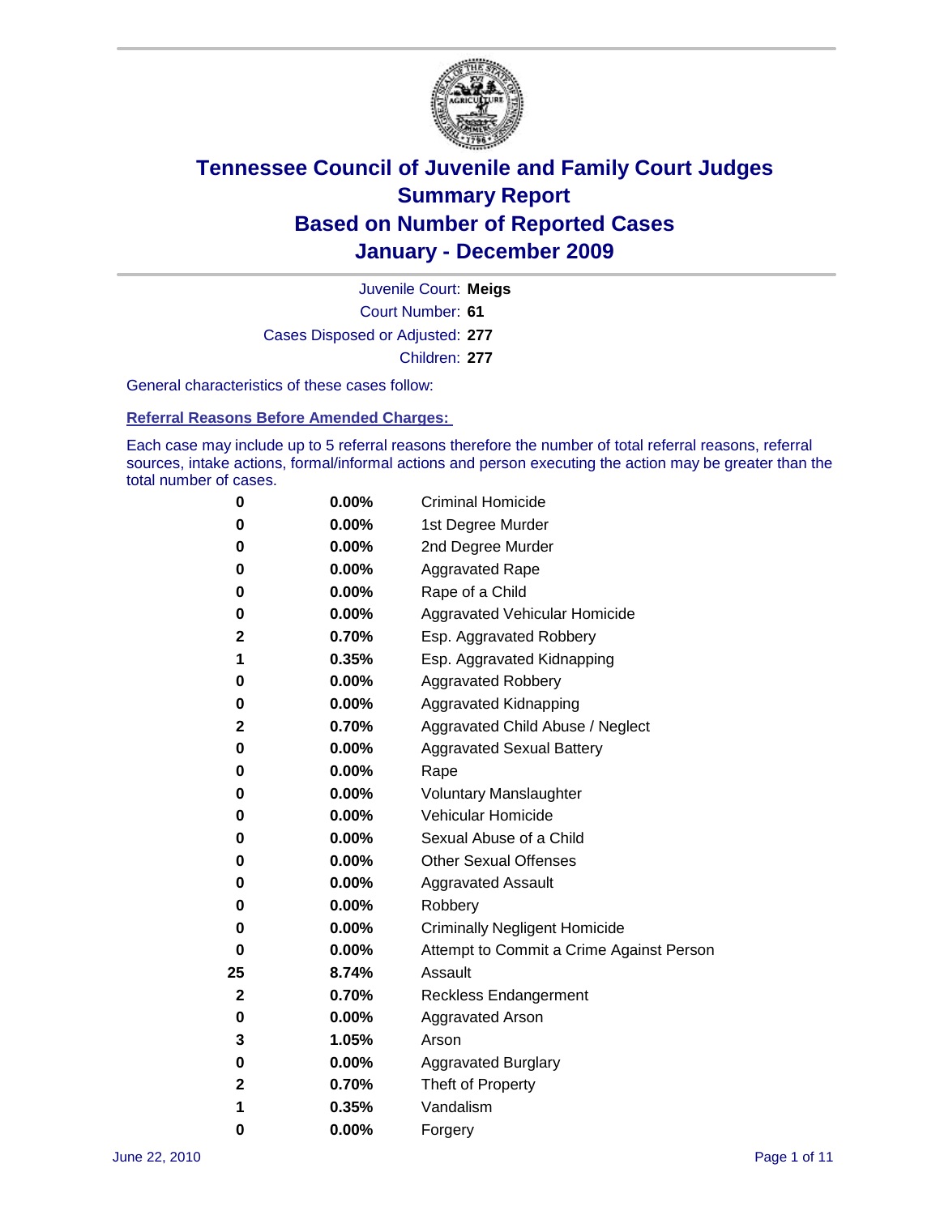# Tennessee Council of Juvenile and Family Court Judges
## Summary Report
## Based on Number of Reported Cases
## January - December 2009

Juvenile Court: **Meigs**
Court Number: **61**
Cases Disposed or Adjusted: **277**
Children: **277**

General characteristics of these cases follow:

### Referral Reasons Before Amended Charges:

Each case may include up to 5 referral reasons therefore the number of total referral reasons, referral sources, intake actions, formal/informal actions and person executing the action may be greater than the total number of cases.

| | | |
|---|---|---|
| 0 | 0.00% | Criminal Homicide |
| 0 | 0.00% | 1st Degree Murder |
| 0 | 0.00% | 2nd Degree Murder |
| 0 | 0.00% | Aggravated Rape |
| 0 | 0.00% | Rape of a Child |
| 0 | 0.00% | Aggravated Vehicular Homicide |
| 2 | 0.70% | Esp. Aggravated Robbery |
| 1 | 0.35% | Esp. Aggravated Kidnapping |
| 0 | 0.00% | Aggravated Robbery |
| 0 | 0.00% | Aggravated Kidnapping |
| 2 | 0.70% | Aggravated Child Abuse / Neglect |
| 0 | 0.00% | Aggravated Sexual Battery |
| 0 | 0.00% | Rape |
| 0 | 0.00% | Voluntary Manslaughter |
| 0 | 0.00% | Vehicular Homicide |
| 0 | 0.00% | Sexual Abuse of a Child |
| 0 | 0.00% | Other Sexual Offenses |
| 0 | 0.00% | Aggravated Assault |
| 0 | 0.00% | Robbery |
| 0 | 0.00% | Criminally Negligent Homicide |
| 0 | 0.00% | Attempt to Commit a Crime Against Person |
| 25 | 8.74% | Assault |
| 2 | 0.70% | Reckless Endangerment |
| 0 | 0.00% | Aggravated Arson |
| 3 | 1.05% | Arson |
| 0 | 0.00% | Aggravated Burglary |
| 2 | 0.70% | Theft of Property |
| 1 | 0.35% | Vandalism |
| 0 | 0.00% | Forgery |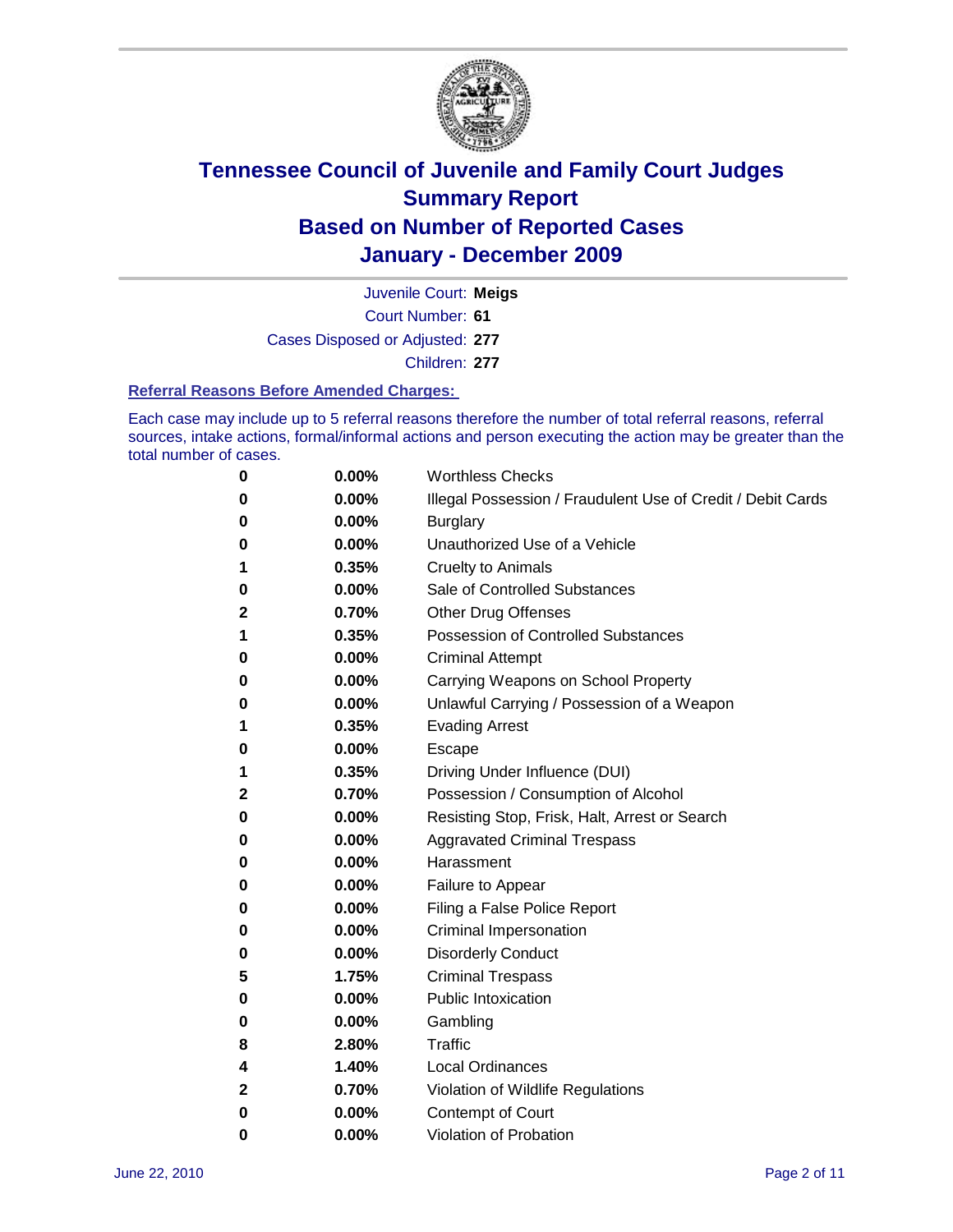# Tennessee Council of Juvenile and Family Court Judges
# Summary Report
# Based on Number of Reported Cases
# January - December 2009

Juvenile Court: **Meigs**
Court Number: **61**
Cases Disposed or Adjusted: **277**
Children: **277**

### Referral Reasons Before Amended Charges:

Each case may include up to 5 referral reasons therefore the number of total referral reasons, referral sources, intake actions, formal/informal actions and person executing the action may be greater than the total number of cases.

| | | |
|---|---|---|
| 0 | 0.00% | Worthless Checks |
| 0 | 0.00% | Illegal Possession / Fraudulent Use of Credit / Debit Cards |
| 0 | 0.00% | Burglary |
| 0 | 0.00% | Unauthorized Use of a Vehicle |
| 1 | 0.35% | Cruelty to Animals |
| 0 | 0.00% | Sale of Controlled Substances |
| 2 | 0.70% | Other Drug Offenses |
| 1 | 0.35% | Possession of Controlled Substances |
| 0 | 0.00% | Criminal Attempt |
| 0 | 0.00% | Carrying Weapons on School Property |
| 0 | 0.00% | Unlawful Carrying / Possession of a Weapon |
| 1 | 0.35% | Evading Arrest |
| 0 | 0.00% | Escape |
| 1 | 0.35% | Driving Under Influence (DUI) |
| 2 | 0.70% | Possession / Consumption of Alcohol |
| 0 | 0.00% | Resisting Stop, Frisk, Halt, Arrest or Search |
| 0 | 0.00% | Aggravated Criminal Trespass |
| 0 | 0.00% | Harassment |
| 0 | 0.00% | Failure to Appear |
| 0 | 0.00% | Filing a False Police Report |
| 0 | 0.00% | Criminal Impersonation |
| 0 | 0.00% | Disorderly Conduct |
| 5 | 1.75% | Criminal Trespass |
| 0 | 0.00% | Public Intoxication |
| 0 | 0.00% | Gambling |
| 8 | 2.80% | Traffic |
| 4 | 1.40% | Local Ordinances |
| 2 | 0.70% | Violation of Wildlife Regulations |
| 0 | 0.00% | Contempt of Court |
| 0 | 0.00% | Violation of Probation |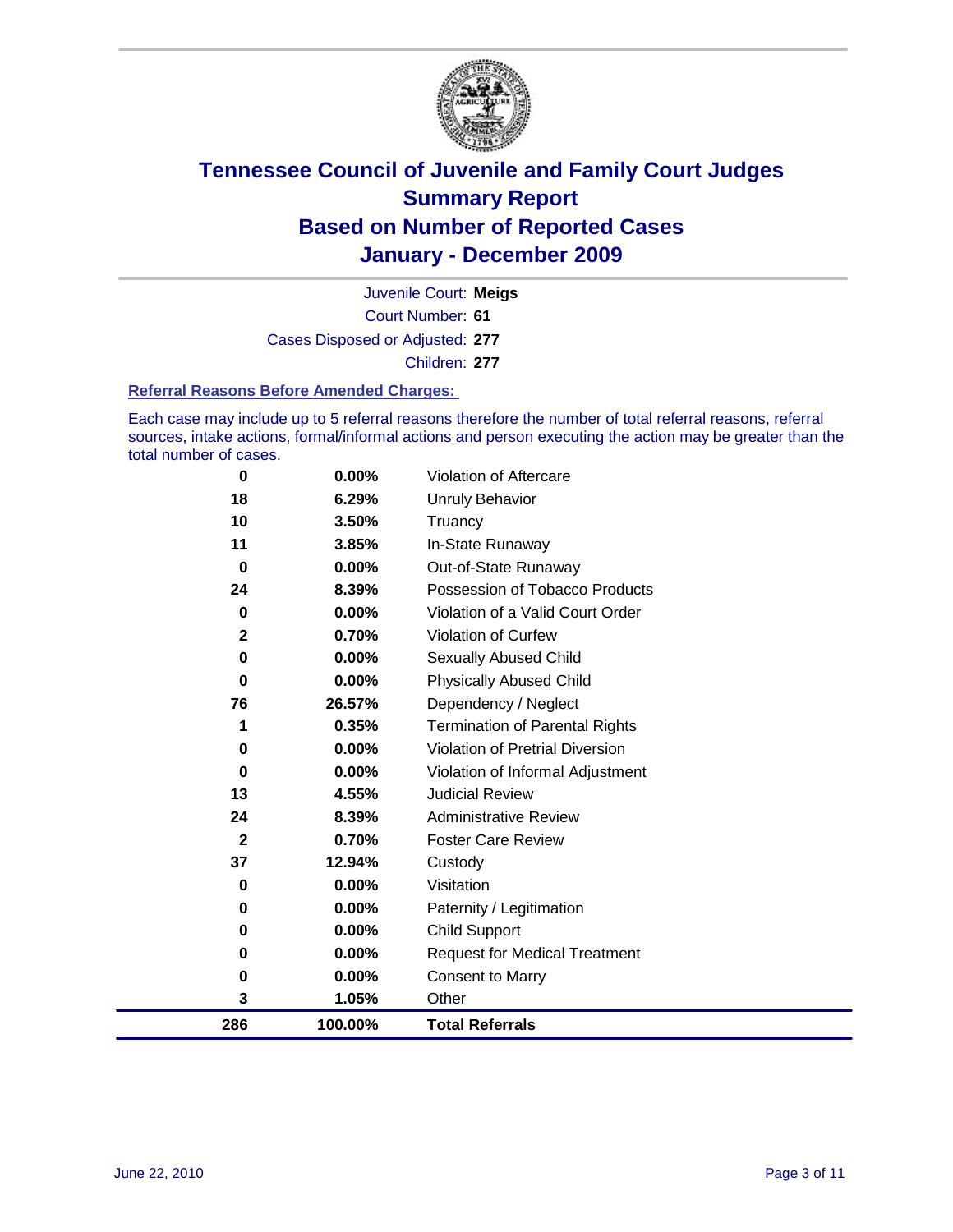# Tennessee Council of Juvenile and Family Court Judges
## Summary Report
## Based on Number of Reported Cases
## January - December 2009

Juvenile Court: **Meigs**
Court Number: **61**
Cases Disposed or Adjusted: **277**
Children: **277**

### Referral Reasons Before Amended Charges:

Each case may include up to 5 referral reasons therefore the number of total referral reasons, referral sources, intake actions, formal/informal actions and person executing the action may be greater than the total number of cases.

| | | |
|---|---|---|
| 0 | 0.00% | Violation of Aftercare |
| 18 | 6.29% | Unruly Behavior |
| 10 | 3.50% | Truancy |
| 11 | 3.85% | In-State Runaway |
| 0 | 0.00% | Out-of-State Runaway |
| 24 | 8.39% | Possession of Tobacco Products |
| 0 | 0.00% | Violation of a Valid Court Order |
| 2 | 0.70% | Violation of Curfew |
| 0 | 0.00% | Sexually Abused Child |
| 0 | 0.00% | Physically Abused Child |
| 76 | 26.57% | Dependency / Neglect |
| 1 | 0.35% | Termination of Parental Rights |
| 0 | 0.00% | Violation of Pretrial Diversion |
| 0 | 0.00% | Violation of Informal Adjustment |
| 13 | 4.55% | Judicial Review |
| 24 | 8.39% | Administrative Review |
| 2 | 0.70% | Foster Care Review |
| 37 | 12.94% | Custody |
| 0 | 0.00% | Visitation |
| 0 | 0.00% | Paternity / Legitimation |
| 0 | 0.00% | Child Support |
| 0 | 0.00% | Request for Medical Treatment |
| 0 | 0.00% | Consent to Marry |
| 3 | 1.05% | Other |
| **286** | **100.00%** | **Total Referrals** |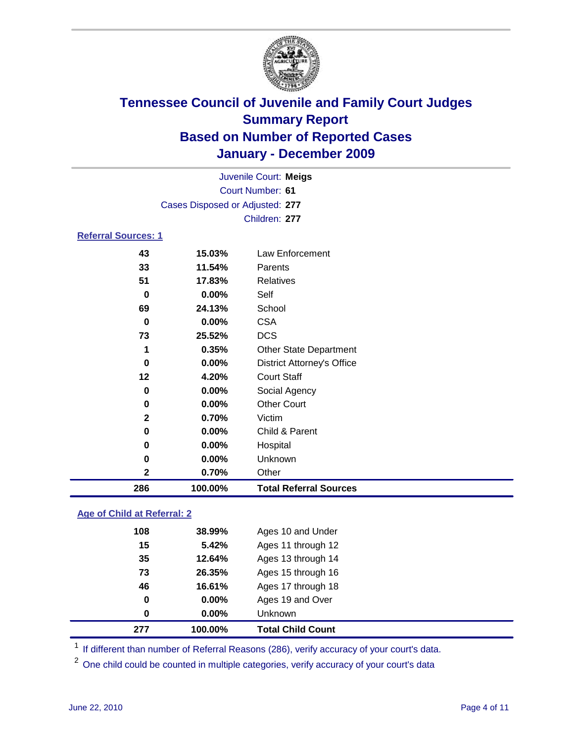# Tennessee Council of Juvenile and Family Court Judges
## Summary Report
## Based on Number of Reported Cases
## January - December 2009

Juvenile Court: **Meigs**
Court Number: **61**
Cases Disposed or Adjusted: **277**
Children: **277**

### Referral Sources: 1

| | | |
|---|---|---|
| 43 | 15.03% | Law Enforcement |
| 33 | 11.54% | Parents |
| 51 | 17.83% | Relatives |
| 0 | 0.00% | Self |
| 69 | 24.13% | School |
| 0 | 0.00% | CSA |
| 73 | 25.52% | DCS |
| 1 | 0.35% | Other State Department |
| 0 | 0.00% | District Attorney's Office |
| 12 | 4.20% | Court Staff |
| 0 | 0.00% | Social Agency |
| 0 | 0.00% | Other Court |
| 2 | 0.70% | Victim |
| 0 | 0.00% | Child & Parent |
| 0 | 0.00% | Hospital |
| 0 | 0.00% | Unknown |
| 2 | 0.70% | Other |
| **286** | **100.00%** | **Total Referral Sources** |

### Age of Child at Referral: 2

| | | |
|---|---|---|
| 108 | 38.99% | Ages 10 and Under |
| 15 | 5.42% | Ages 11 through 12 |
| 35 | 12.64% | Ages 13 through 14 |
| 73 | 26.35% | Ages 15 through 16 |
| 46 | 16.61% | Ages 17 through 18 |
| 0 | 0.00% | Ages 19 and Over |
| 0 | 0.00% | Unknown |
| **277** | **100.00%** | **Total Child Count** |

[1] If different than number of Referral Reasons (286), verify accuracy of your court's data.

[2] One child could be counted in multiple categories, verify accuracy of your court's data

June 22, 2010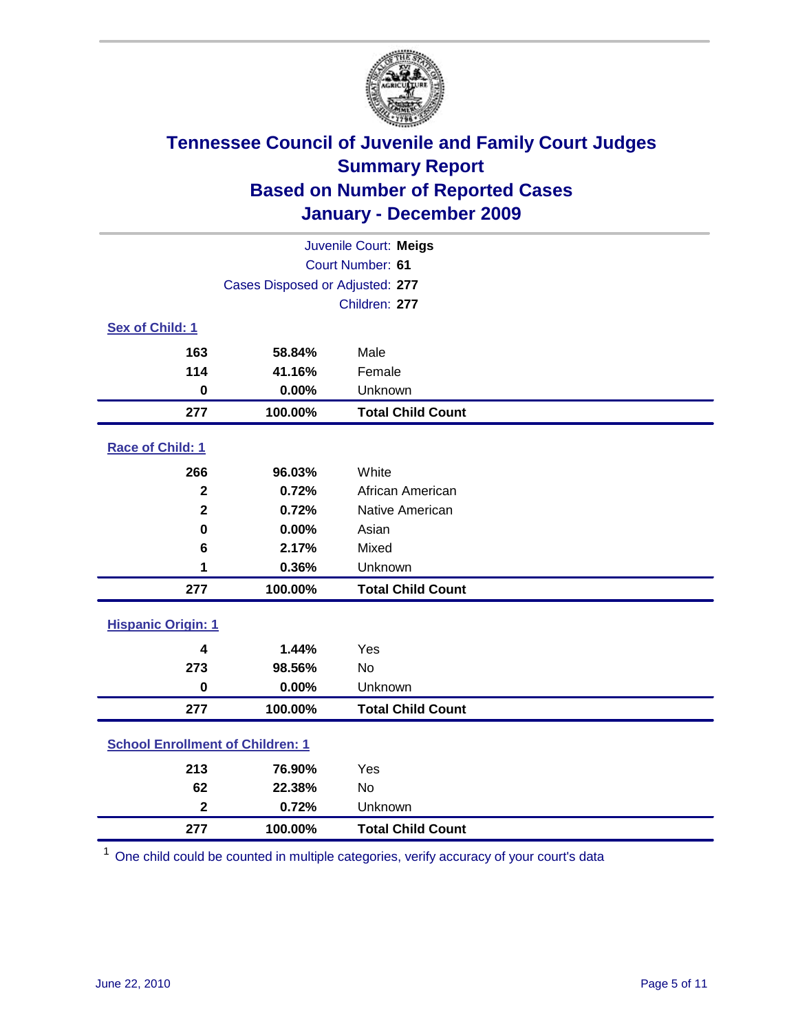# Tennessee Council of Juvenile and Family Court Judges
## Summary Report
## Based on Number of Reported Cases
## January - December 2009

Juvenile Court: **Meigs**
Court Number: **61**
Cases Disposed or Adjusted: **277**
Children: **277**

### Sex of Child: 1

| | | |
|---|---|---|
| **163** | **58.84%** | Male |
| **114** | **41.16%** | Female |
| **0** | **0.00%** | Unknown |
| **277** | **100.00%** | **Total Child Count** |

### Race of Child: 1

| | | |
|---|---|---|
| **266** | **96.03%** | White |
| **2** | **0.72%** | African American |
| **2** | **0.72%** | Native American |
| **0** | **0.00%** | Asian |
| **6** | **2.17%** | Mixed |
| **1** | **0.36%** | Unknown |
| **277** | **100.00%** | **Total Child Count** |

### Hispanic Origin: 1

| | | |
|---|---|---|
| **4** | **1.44%** | Yes |
| **273** | **98.56%** | No |
| **0** | **0.00%** | Unknown |
| **277** | **100.00%** | **Total Child Count** |

### School Enrollment of Children: 1

| | | |
|---|---|---|
| **213** | **76.90%** | Yes |
| **62** | **22.38%** | No |
| **2** | **0.72%** | Unknown |
| **277** | **100.00%** | **Total Child Count** |

[1] One child could be counted in multiple categories, verify accuracy of your court's data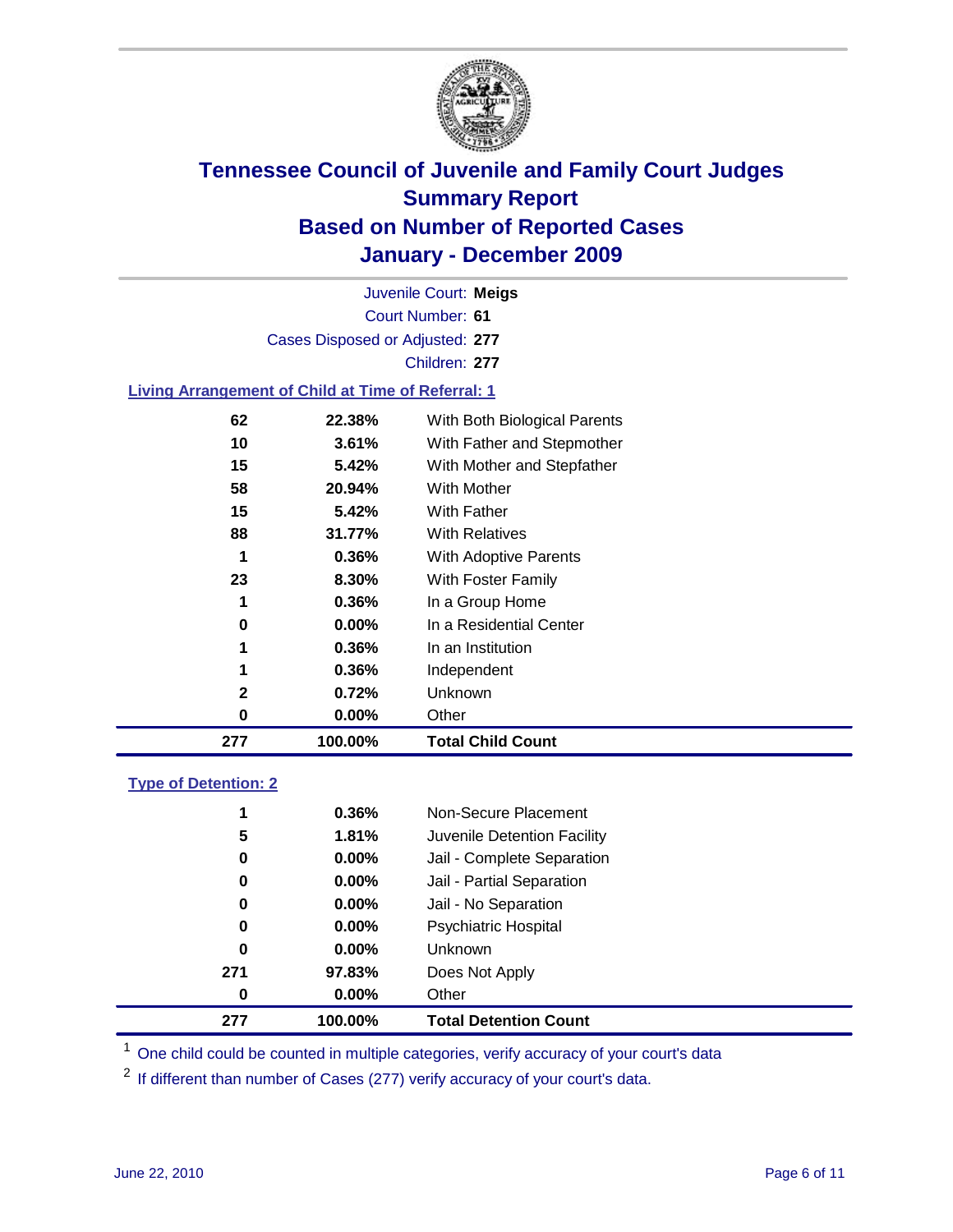# Tennessee Council of Juvenile and Family Court Judges
## Summary Report
## Based on Number of Reported Cases
## January - December 2009

Juvenile Court: **Meigs**
Court Number: **61**
Cases Disposed or Adjusted: **277**
Children: **277**

### Living Arrangement of Child at Time of Referral: 1

| | | |
|---|---|---|
| 62 | 22.38% | With Both Biological Parents |
| 10 | 3.61% | With Father and Stepmother |
| 15 | 5.42% | With Mother and Stepfather |
| 58 | 20.94% | With Mother |
| 15 | 5.42% | With Father |
| 88 | 31.77% | With Relatives |
| 1 | 0.36% | With Adoptive Parents |
| 23 | 8.30% | With Foster Family |
| 1 | 0.36% | In a Group Home |
| 0 | 0.00% | In a Residential Center |
| 1 | 0.36% | In an Institution |
| 1 | 0.36% | Independent |
| 2 | 0.72% | Unknown |
| 0 | 0.00% | Other |
| **277** | **100.00%** | **Total Child Count** |

### Type of Detention: 2

| | | |
|---|---|---|
| 1 | 0.36% | Non-Secure Placement |
| 5 | 1.81% | Juvenile Detention Facility |
| 0 | 0.00% | Jail - Complete Separation |
| 0 | 0.00% | Jail - Partial Separation |
| 0 | 0.00% | Jail - No Separation |
| 0 | 0.00% | Psychiatric Hospital |
| 0 | 0.00% | Unknown |
| 271 | 97.83% | Does Not Apply |
| 0 | 0.00% | Other |
| **277** | **100.00%** | **Total Detention Count** |

[1] One child could be counted in multiple categories, verify accuracy of your court's data

[2] If different than number of Cases (277) verify accuracy of your court's data.

June 22, 2010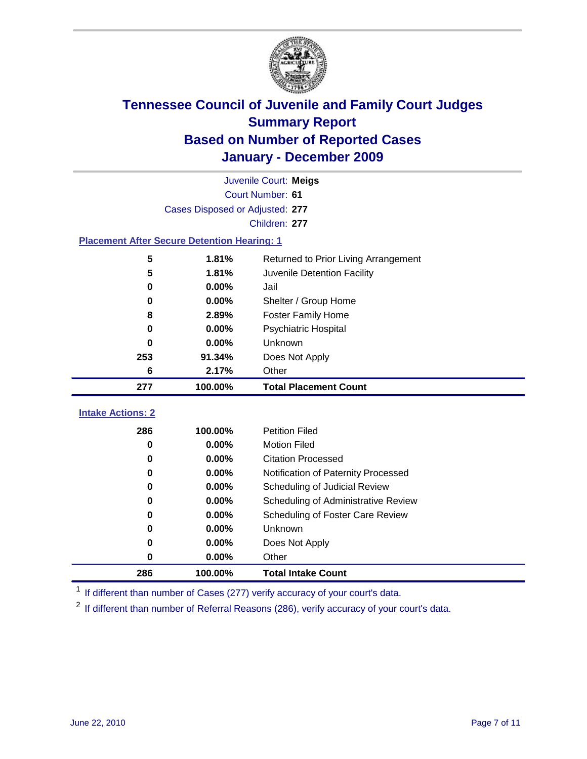# Tennessee Council of Juvenile and Family Court Judges
## Summary Report
## Based on Number of Reported Cases
## January - December 2009

Juvenile Court: **Meigs**

Court Number: **61**

Cases Disposed or Adjusted: **277**

Children: **277**

### Placement After Secure Detention Hearing: 1

| Count | Percent | Placement |
|---|---|---|
| 5 | 1.81% | Returned to Prior Living Arrangement |
| 5 | 1.81% | Juvenile Detention Facility |
| 0 | 0.00% | Jail |
| 0 | 0.00% | Shelter / Group Home |
| 8 | 2.89% | Foster Family Home |
| 0 | 0.00% | Psychiatric Hospital |
| 0 | 0.00% | Unknown |
| 253 | 91.34% | Does Not Apply |
| 6 | 2.17% | Other |
| **277** | **100.00%** | **Total Placement Count** |

### Intake Actions: 2

| Count | Percent | Intake Action |
|---|---|---|
| 286 | 100.00% | Petition Filed |
| 0 | 0.00% | Motion Filed |
| 0 | 0.00% | Citation Processed |
| 0 | 0.00% | Notification of Paternity Processed |
| 0 | 0.00% | Scheduling of Judicial Review |
| 0 | 0.00% | Scheduling of Administrative Review |
| 0 | 0.00% | Scheduling of Foster Care Review |
| 0 | 0.00% | Unknown |
| 0 | 0.00% | Does Not Apply |
| 0 | 0.00% | Other |
| **286** | **100.00%** | **Total Intake Count** |

[1] If different than number of Cases (277) verify accuracy of your court's data.

[2] If different than number of Referral Reasons (286), verify accuracy of your court's data.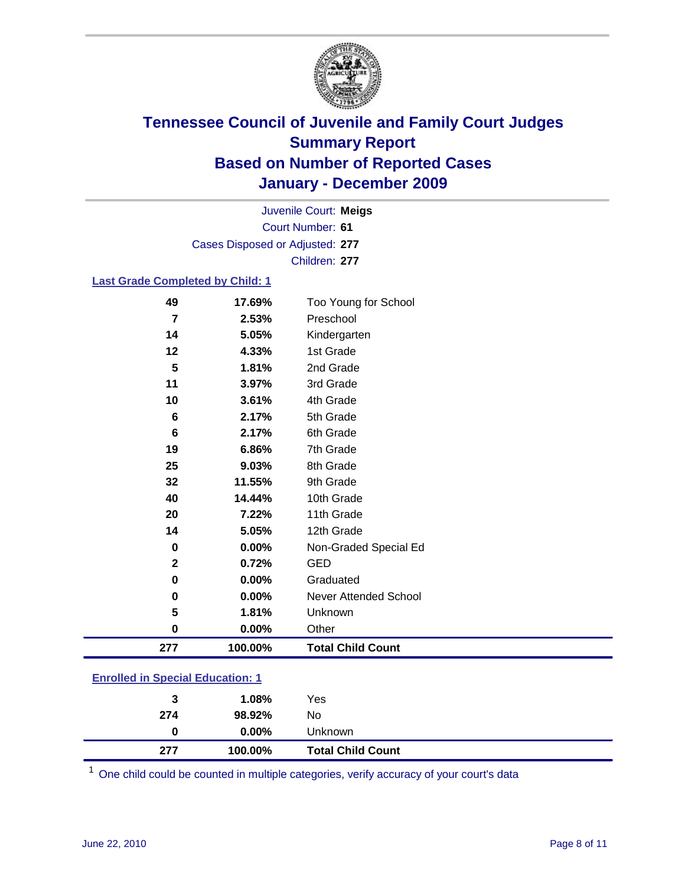# Tennessee Council of Juvenile and Family Court Judges
## Summary Report
## Based on Number of Reported Cases
## January - December 2009

Juvenile Court: **Meigs**
Court Number: **61**
Cases Disposed or Adjusted: **277**
Children: **277**

### Last Grade Completed by Child: 1

| | | |
|---|---|---|
| 49 | 17.69% | Too Young for School |
| 7 | 2.53% | Preschool |
| 14 | 5.05% | Kindergarten |
| 12 | 4.33% | 1st Grade |
| 5 | 1.81% | 2nd Grade |
| 11 | 3.97% | 3rd Grade |
| 10 | 3.61% | 4th Grade |
| 6 | 2.17% | 5th Grade |
| 6 | 2.17% | 6th Grade |
| 19 | 6.86% | 7th Grade |
| 25 | 9.03% | 8th Grade |
| 32 | 11.55% | 9th Grade |
| 40 | 14.44% | 10th Grade |
| 20 | 7.22% | 11th Grade |
| 14 | 5.05% | 12th Grade |
| 0 | 0.00% | Non-Graded Special Ed |
| 2 | 0.72% | GED |
| 0 | 0.00% | Graduated |
| 0 | 0.00% | Never Attended School |
| 5 | 1.81% | Unknown |
| 0 | 0.00% | Other |
| **277** | **100.00%** | **Total Child Count** |

### Enrolled in Special Education: 1

| | | |
|---|---|---|
| 3 | 1.08% | Yes |
| 274 | 98.92% | No |
| 0 | 0.00% | Unknown |
| **277** | **100.00%** | **Total Child Count** |

[1] One child could be counted in multiple categories, verify accuracy of your court's data

June 22, 2010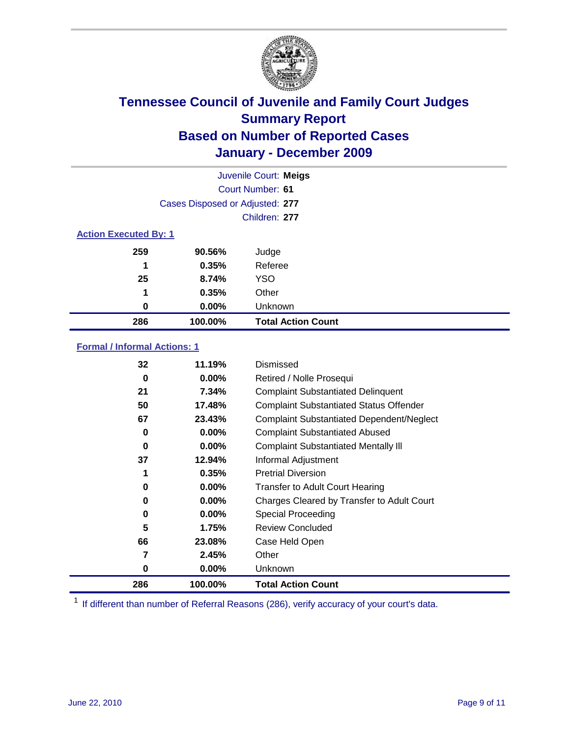# Tennessee Council of Juvenile and Family Court Judges
## Summary Report
## Based on Number of Reported Cases
## January - December 2009

Juvenile Court: **Meigs**
Court Number: **61**
Cases Disposed or Adjusted: **277**
Children: **277**

### Action Executed By: 1

| | | |
|---|---|---|
| 259 | 90.56% | Judge |
| 1 | 0.35% | Referee |
| 25 | 8.74% | YSO |
| 1 | 0.35% | Other |
| 0 | 0.00% | Unknown |
| **286** | **100.00%** | **Total Action Count** |

### Formal / Informal Actions: 1

| | | |
|---|---|---|
| 32 | 11.19% | Dismissed |
| 0 | 0.00% | Retired / Nolle Prosequi |
| 21 | 7.34% | Complaint Substantiated Delinquent |
| 50 | 17.48% | Complaint Substantiated Status Offender |
| 67 | 23.43% | Complaint Substantiated Dependent/Neglect |
| 0 | 0.00% | Complaint Substantiated Abused |
| 0 | 0.00% | Complaint Substantiated Mentally Ill |
| 37 | 12.94% | Informal Adjustment |
| 1 | 0.35% | Pretrial Diversion |
| 0 | 0.00% | Transfer to Adult Court Hearing |
| 0 | 0.00% | Charges Cleared by Transfer to Adult Court |
| 0 | 0.00% | Special Proceeding |
| 5 | 1.75% | Review Concluded |
| 66 | 23.08% | Case Held Open |
| 7 | 2.45% | Other |
| 0 | 0.00% | Unknown |
| **286** | **100.00%** | **Total Action Count** |

[1] If different than number of Referral Reasons (286), verify accuracy of your court's data.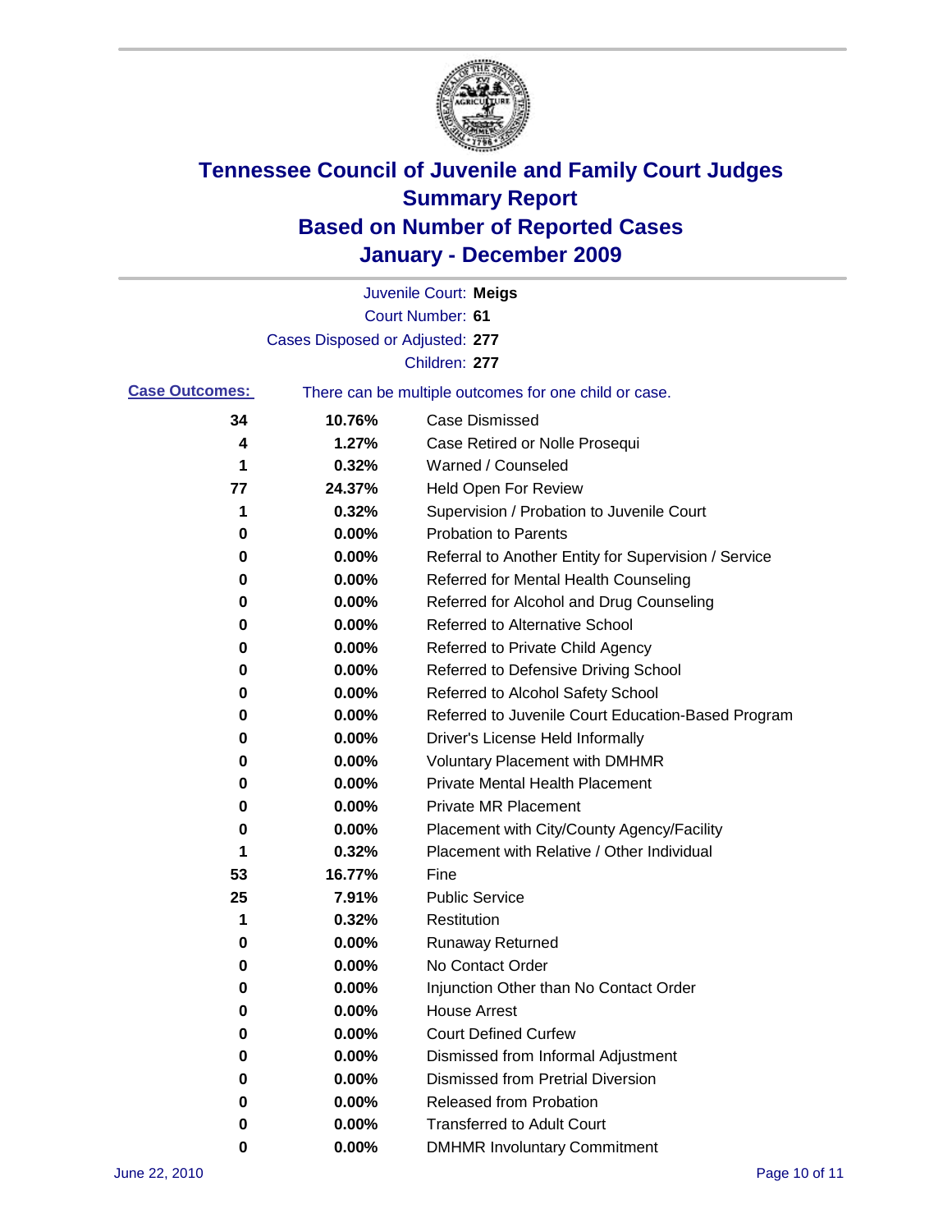# Tennessee Council of Juvenile and Family Court Judges
## Summary Report
## Based on Number of Reported Cases
## January - December 2009

Juvenile Court: **Meigs**
Court Number: **61**
Cases Disposed or Adjusted: **277**
Children: **277**

**Case Outcomes:** There can be multiple outcomes for one child or case.

| Count | Percent | Outcome |
|---|---|---|
| 34 | 10.76% | Case Dismissed |
| 4 | 1.27% | Case Retired or Nolle Prosequi |
| 1 | 0.32% | Warned / Counseled |
| 77 | 24.37% | Held Open For Review |
| 1 | 0.32% | Supervision / Probation to Juvenile Court |
| 0 | 0.00% | Probation to Parents |
| 0 | 0.00% | Referral to Another Entity for Supervision / Service |
| 0 | 0.00% | Referred for Mental Health Counseling |
| 0 | 0.00% | Referred for Alcohol and Drug Counseling |
| 0 | 0.00% | Referred to Alternative School |
| 0 | 0.00% | Referred to Private Child Agency |
| 0 | 0.00% | Referred to Defensive Driving School |
| 0 | 0.00% | Referred to Alcohol Safety School |
| 0 | 0.00% | Referred to Juvenile Court Education-Based Program |
| 0 | 0.00% | Driver's License Held Informally |
| 0 | 0.00% | Voluntary Placement with DMHMR |
| 0 | 0.00% | Private Mental Health Placement |
| 0 | 0.00% | Private MR Placement |
| 0 | 0.00% | Placement with City/County Agency/Facility |
| 1 | 0.32% | Placement with Relative / Other Individual |
| 53 | 16.77% | Fine |
| 25 | 7.91% | Public Service |
| 1 | 0.32% | Restitution |
| 0 | 0.00% | Runaway Returned |
| 0 | 0.00% | No Contact Order |
| 0 | 0.00% | Injunction Other than No Contact Order |
| 0 | 0.00% | House Arrest |
| 0 | 0.00% | Court Defined Curfew |
| 0 | 0.00% | Dismissed from Informal Adjustment |
| 0 | 0.00% | Dismissed from Pretrial Diversion |
| 0 | 0.00% | Released from Probation |
| 0 | 0.00% | Transferred to Adult Court |
| 0 | 0.00% | DMHMR Involuntary Commitment |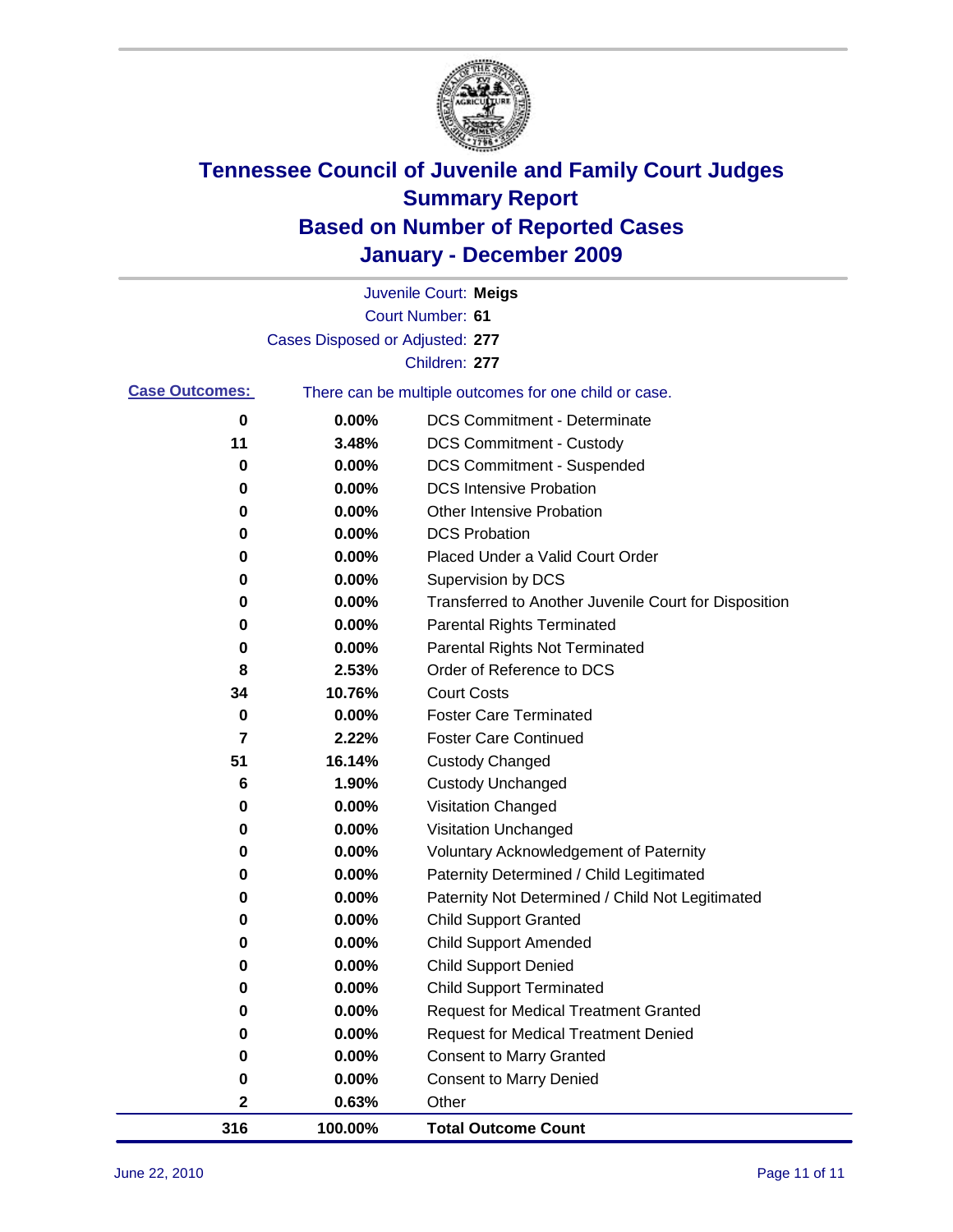# Tennessee Council of Juvenile and Family Court Judges
## Summary Report
## Based on Number of Reported Cases
## January - December 2009

Juvenile Court: **Meigs**
Court Number: **61**
Cases Disposed or Adjusted: **277**
Children: **277**

**Case Outcomes:** There can be multiple outcomes for one child or case.

| | | |
|---|---|---|
| 0 | 0.00% | DCS Commitment - Determinate |
| 11 | 3.48% | DCS Commitment - Custody |
| 0 | 0.00% | DCS Commitment - Suspended |
| 0 | 0.00% | DCS Intensive Probation |
| 0 | 0.00% | Other Intensive Probation |
| 0 | 0.00% | DCS Probation |
| 0 | 0.00% | Placed Under a Valid Court Order |
| 0 | 0.00% | Supervision by DCS |
| 0 | 0.00% | Transferred to Another Juvenile Court for Disposition |
| 0 | 0.00% | Parental Rights Terminated |
| 0 | 0.00% | Parental Rights Not Terminated |
| 8 | 2.53% | Order of Reference to DCS |
| 34 | 10.76% | Court Costs |
| 0 | 0.00% | Foster Care Terminated |
| 7 | 2.22% | Foster Care Continued |
| 51 | 16.14% | Custody Changed |
| 6 | 1.90% | Custody Unchanged |
| 0 | 0.00% | Visitation Changed |
| 0 | 0.00% | Visitation Unchanged |
| 0 | 0.00% | Voluntary Acknowledgement of Paternity |
| 0 | 0.00% | Paternity Determined / Child Legitimated |
| 0 | 0.00% | Paternity Not Determined / Child Not Legitimated |
| 0 | 0.00% | Child Support Granted |
| 0 | 0.00% | Child Support Amended |
| 0 | 0.00% | Child Support Denied |
| 0 | 0.00% | Child Support Terminated |
| 0 | 0.00% | Request for Medical Treatment Granted |
| 0 | 0.00% | Request for Medical Treatment Denied |
| 0 | 0.00% | Consent to Marry Granted |
| 0 | 0.00% | Consent to Marry Denied |
| 2 | 0.63% | Other |
| **316** | **100.00%** | **Total Outcome Count** |

June 22, 2010